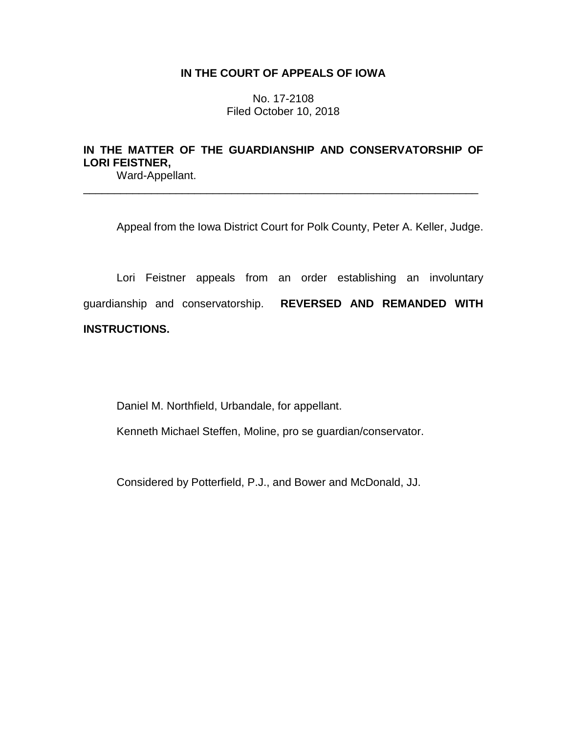**IN THE COURT OF APPEALS OF IOWA**

No. 17-2108
Filed October 10, 2018

**IN THE MATTER OF THE GUARDIANSHIP AND CONSERVATORSHIP OF LORI FEISTNER,**
Ward-Appellant.

---

Appeal from the Iowa District Court for Polk County, Peter A. Keller, Judge.

Lori Feistner appeals from an order establishing an involuntary guardianship and conservatorship. **REVERSED AND REMANDED WITH INSTRUCTIONS.**

Daniel M. Northfield, Urbandale, for appellant.

Kenneth Michael Steffen, Moline, pro se guardian/conservator.

Considered by Potterfield, P.J., and Bower and McDonald, JJ.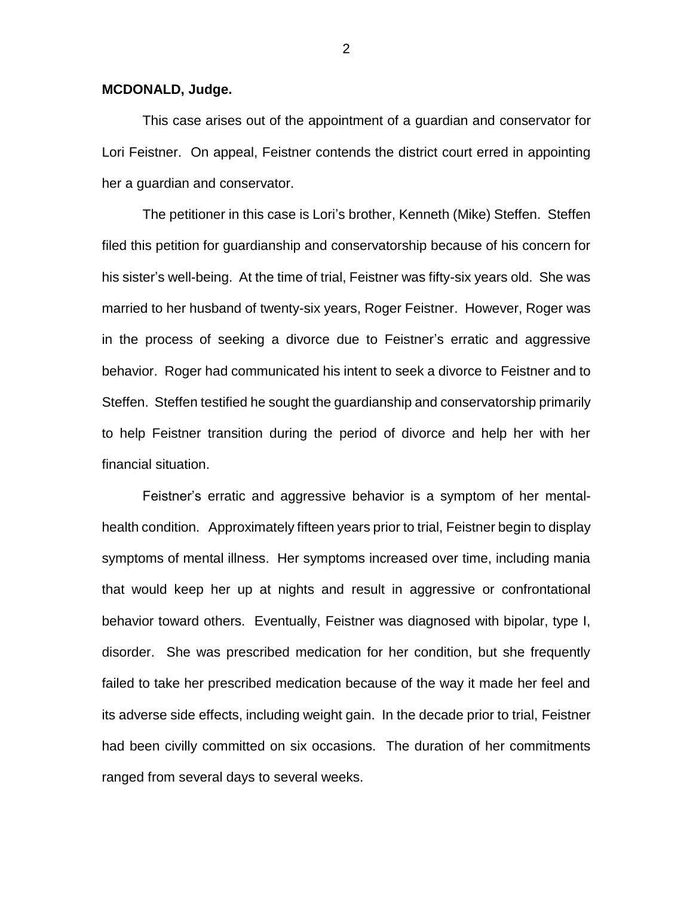**MCDONALD, Judge.**

This case arises out of the appointment of a guardian and conservator for Lori Feistner. On appeal, Feistner contends the district court erred in appointing her a guardian and conservator.

The petitioner in this case is Lori's brother, Kenneth (Mike) Steffen. Steffen filed this petition for guardianship and conservatorship because of his concern for his sister's well-being. At the time of trial, Feistner was fifty-six years old. She was married to her husband of twenty-six years, Roger Feistner. However, Roger was in the process of seeking a divorce due to Feistner's erratic and aggressive behavior. Roger had communicated his intent to seek a divorce to Feistner and to Steffen. Steffen testified he sought the guardianship and conservatorship primarily to help Feistner transition during the period of divorce and help her with her financial situation.

Feistner's erratic and aggressive behavior is a symptom of her mental-health condition. Approximately fifteen years prior to trial, Feistner begin to display symptoms of mental illness. Her symptoms increased over time, including mania that would keep her up at nights and result in aggressive or confrontational behavior toward others. Eventually, Feistner was diagnosed with bipolar, type I, disorder. She was prescribed medication for her condition, but she frequently failed to take her prescribed medication because of the way it made her feel and its adverse side effects, including weight gain. In the decade prior to trial, Feistner had been civilly committed on six occasions. The duration of her commitments ranged from several days to several weeks.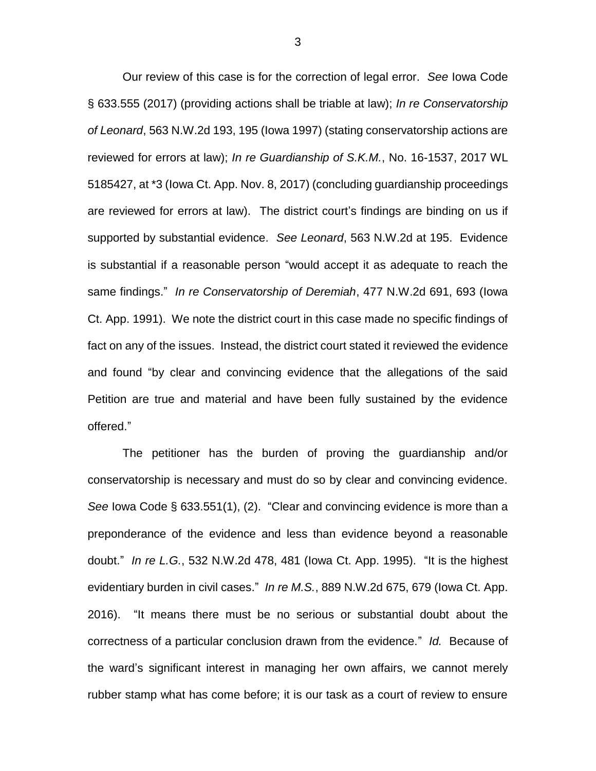Our review of this case is for the correction of legal error. *See* Iowa Code § 633.555 (2017) (providing actions shall be triable at law); *In re Conservatorship of Leonard*, 563 N.W.2d 193, 195 (Iowa 1997) (stating conservatorship actions are reviewed for errors at law); *In re Guardianship of S.K.M.*, No. 16-1537, 2017 WL 5185427, at *3 (Iowa Ct. App. Nov. 8, 2017) (concluding guardianship proceedings are reviewed for errors at law). The district court's findings are binding on us if supported by substantial evidence. *See Leonard*, 563 N.W.2d at 195. Evidence is substantial if a reasonable person "would accept it as adequate to reach the same findings." *In re Conservatorship of Deremiah*, 477 N.W.2d 691, 693 (Iowa Ct. App. 1991). We note the district court in this case made no specific findings of fact on any of the issues. Instead, the district court stated it reviewed the evidence and found "by clear and convincing evidence that the allegations of the said Petition are true and material and have been fully sustained by the evidence offered."

The petitioner has the burden of proving the guardianship and/or conservatorship is necessary and must do so by clear and convincing evidence. *See* Iowa Code § 633.551(1), (2). "Clear and convincing evidence is more than a preponderance of the evidence and less than evidence beyond a reasonable doubt." *In re L.G.*, 532 N.W.2d 478, 481 (Iowa Ct. App. 1995). "It is the highest evidentiary burden in civil cases." *In re M.S.*, 889 N.W.2d 675, 679 (Iowa Ct. App. 2016). "It means there must be no serious or substantial doubt about the correctness of a particular conclusion drawn from the evidence." *Id.* Because of the ward's significant interest in managing her own affairs, we cannot merely rubber stamp what has come before; it is our task as a court of review to ensure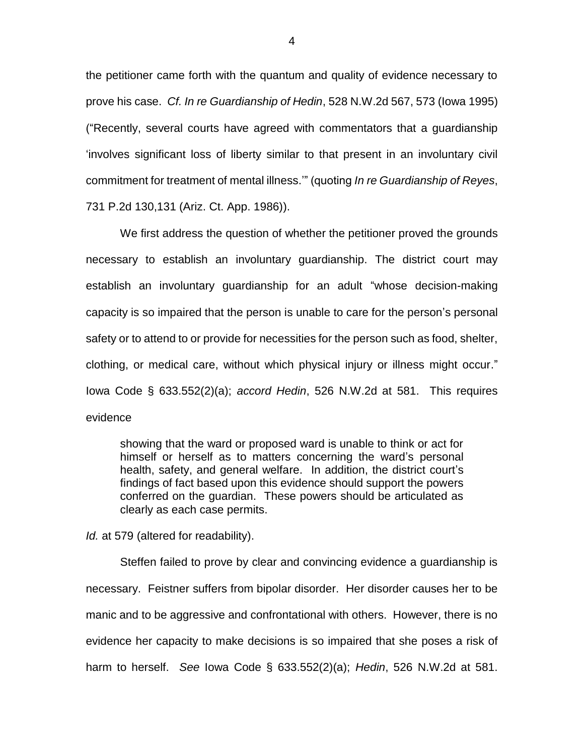the petitioner came forth with the quantum and quality of evidence necessary to prove his case. *Cf. In re Guardianship of Hedin*, 528 N.W.2d 567, 573 (Iowa 1995) ("Recently, several courts have agreed with commentators that a guardianship 'involves significant loss of liberty similar to that present in an involuntary civil commitment for treatment of mental illness.'" (quoting *In re Guardianship of Reyes*, 731 P.2d 130,131 (Ariz. Ct. App. 1986)).

We first address the question of whether the petitioner proved the grounds necessary to establish an involuntary guardianship. The district court may establish an involuntary guardianship for an adult "whose decision-making capacity is so impaired that the person is unable to care for the person's personal safety or to attend to or provide for necessities for the person such as food, shelter, clothing, or medical care, without which physical injury or illness might occur." Iowa Code § 633.552(2)(a); *accord Hedin*, 526 N.W.2d at 581. This requires evidence

> showing that the ward or proposed ward is unable to think or act for himself or herself as to matters concerning the ward's personal health, safety, and general welfare. In addition, the district court's findings of fact based upon this evidence should support the powers conferred on the guardian. These powers should be articulated as clearly as each case permits.

*Id.* at 579 (altered for readability).

Steffen failed to prove by clear and convincing evidence a guardianship is necessary. Feistner suffers from bipolar disorder. Her disorder causes her to be manic and to be aggressive and confrontational with others. However, there is no evidence her capacity to make decisions is so impaired that she poses a risk of harm to herself. *See* Iowa Code § 633.552(2)(a); *Hedin*, 526 N.W.2d at 581.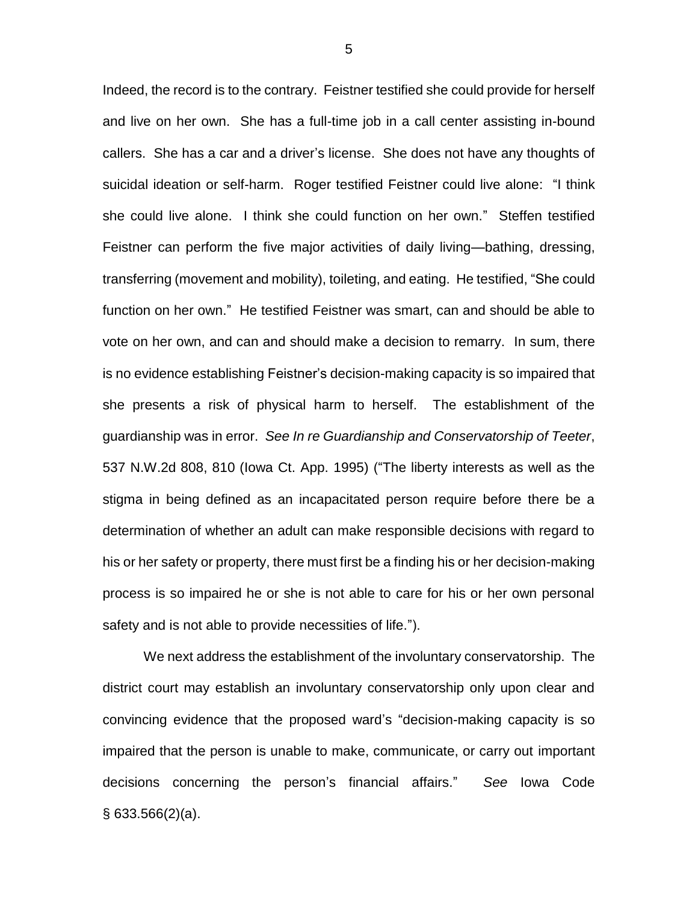Indeed, the record is to the contrary. Feistner testified she could provide for herself and live on her own. She has a full-time job in a call center assisting in-bound callers. She has a car and a driver's license. She does not have any thoughts of suicidal ideation or self-harm. Roger testified Feistner could live alone: "I think she could live alone. I think she could function on her own." Steffen testified Feistner can perform the five major activities of daily living—bathing, dressing, transferring (movement and mobility), toileting, and eating. He testified, "She could function on her own." He testified Feistner was smart, can and should be able to vote on her own, and can and should make a decision to remarry. In sum, there is no evidence establishing Feistner's decision-making capacity is so impaired that she presents a risk of physical harm to herself. The establishment of the guardianship was in error. *See In re Guardianship and Conservatorship of Teeter*, 537 N.W.2d 808, 810 (Iowa Ct. App. 1995) ("The liberty interests as well as the stigma in being defined as an incapacitated person require before there be a determination of whether an adult can make responsible decisions with regard to his or her safety or property, there must first be a finding his or her decision-making process is so impaired he or she is not able to care for his or her own personal safety and is not able to provide necessities of life.").

We next address the establishment of the involuntary conservatorship. The district court may establish an involuntary conservatorship only upon clear and convincing evidence that the proposed ward's "decision-making capacity is so impaired that the person is unable to make, communicate, or carry out important decisions concerning the person's financial affairs." *See* Iowa Code § 633.566(2)(a).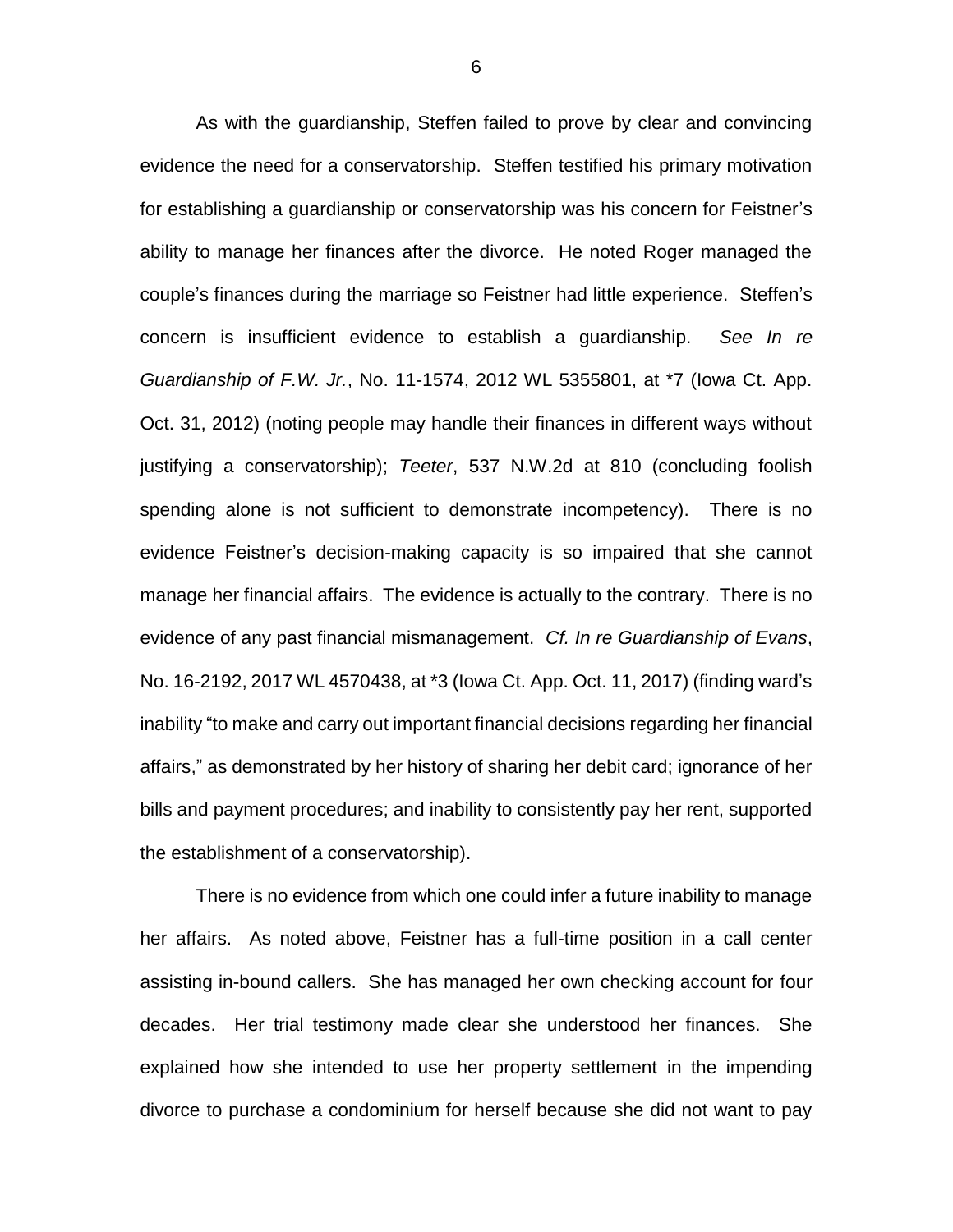As with the guardianship, Steffen failed to prove by clear and convincing evidence the need for a conservatorship. Steffen testified his primary motivation for establishing a guardianship or conservatorship was his concern for Feistner's ability to manage her finances after the divorce. He noted Roger managed the couple's finances during the marriage so Feistner had little experience. Steffen's concern is insufficient evidence to establish a guardianship. *See In re Guardianship of F.W. Jr.*, No. 11-1574, 2012 WL 5355801, at *7 (Iowa Ct. App. Oct. 31, 2012) (noting people may handle their finances in different ways without justifying a conservatorship); *Teeter*, 537 N.W.2d at 810 (concluding foolish spending alone is not sufficient to demonstrate incompetency). There is no evidence Feistner's decision-making capacity is so impaired that she cannot manage her financial affairs. The evidence is actually to the contrary. There is no evidence of any past financial mismanagement. *Cf. In re Guardianship of Evans*, No. 16-2192, 2017 WL 4570438, at *3 (Iowa Ct. App. Oct. 11, 2017) (finding ward's inability "to make and carry out important financial decisions regarding her financial affairs," as demonstrated by her history of sharing her debit card; ignorance of her bills and payment procedures; and inability to consistently pay her rent, supported the establishment of a conservatorship).

There is no evidence from which one could infer a future inability to manage her affairs. As noted above, Feistner has a full-time position in a call center assisting in-bound callers. She has managed her own checking account for four decades. Her trial testimony made clear she understood her finances. She explained how she intended to use her property settlement in the impending divorce to purchase a condominium for herself because she did not want to pay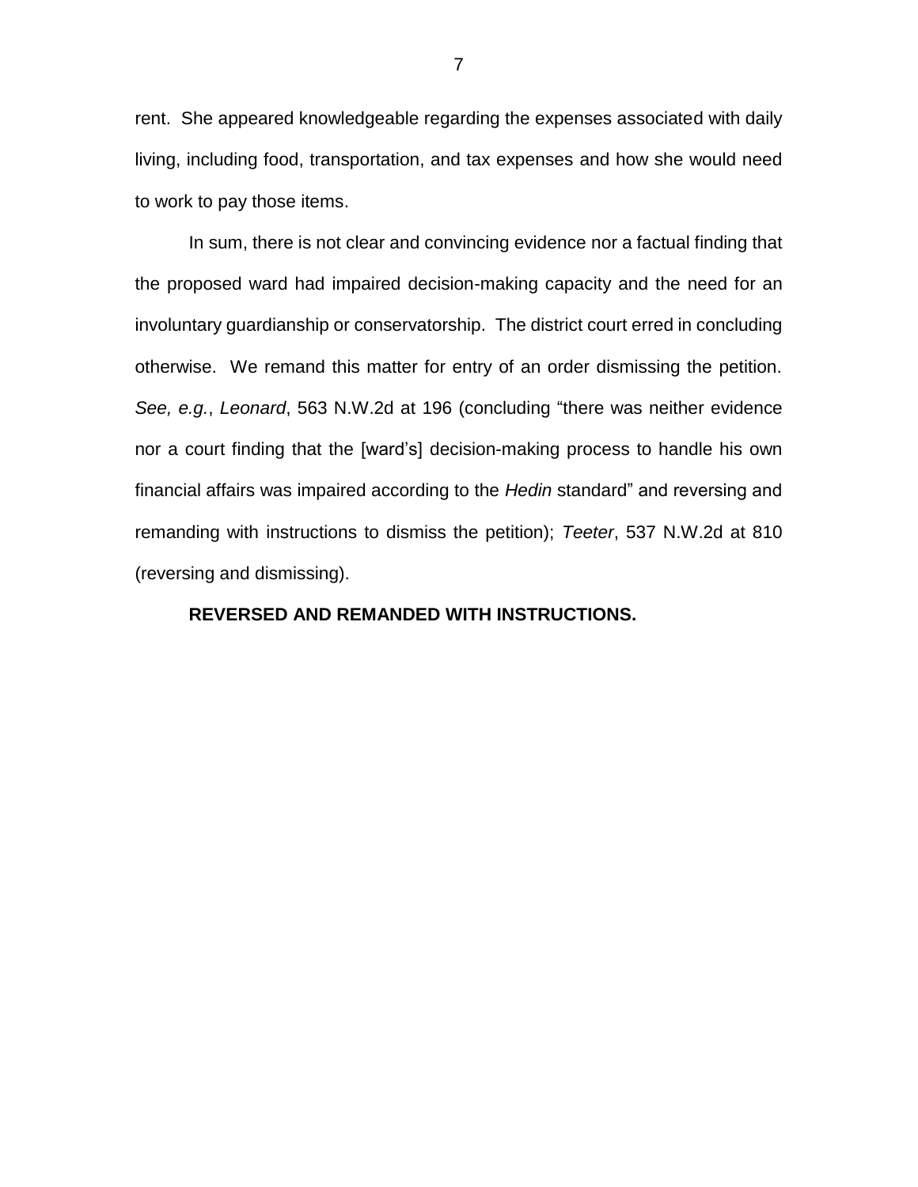rent. She appeared knowledgeable regarding the expenses associated with daily living, including food, transportation, and tax expenses and how she would need to work to pay those items.

In sum, there is not clear and convincing evidence nor a factual finding that the proposed ward had impaired decision-making capacity and the need for an involuntary guardianship or conservatorship. The district court erred in concluding otherwise. We remand this matter for entry of an order dismissing the petition. *See, e.g.*, *Leonard*, 563 N.W.2d at 196 (concluding "there was neither evidence nor a court finding that the [ward's] decision-making process to handle his own financial affairs was impaired according to the *Hedin* standard" and reversing and remanding with instructions to dismiss the petition); *Teeter*, 537 N.W.2d at 810 (reversing and dismissing).

**REVERSED AND REMANDED WITH INSTRUCTIONS.**